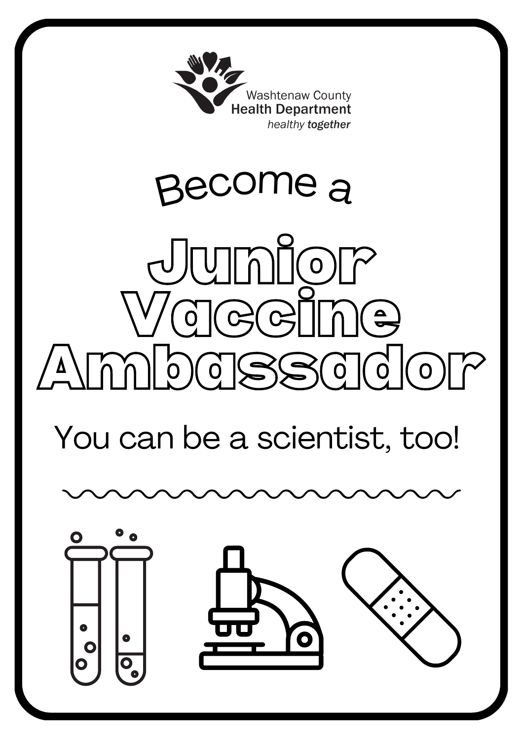Washtenaw County
**Health Department**
*healthy* ***together***

Become a

# Junior Vaccine Ambassador

You can be a scientist, too!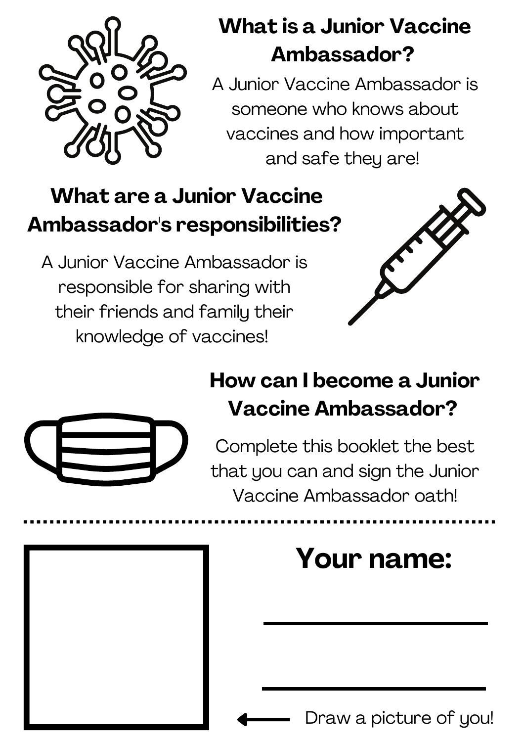## What is a Junior Vaccine Ambassador?

A Junior Vaccine Ambassador is someone who knows about vaccines and how important and safe they are!

## What are a Junior Vaccine Ambassador's responsibilities?

A Junior Vaccine Ambassador is responsible for sharing with their friends and family their knowledge of vaccines!

## How can I become a Junior Vaccine Ambassador?

Complete this booklet the best that you can and sign the Junior Vaccine Ambassador oath!

---

# Your name:

\_\_\_\_\_\_\_\_\_\_\_\_\_\_\_\_\_\_\_\_\_\_\_\_\_\_\_\_

\_\_\_\_\_\_\_\_\_\_\_\_\_\_\_\_\_\_\_\_\_\_\_\_\_\_\_\_

← Draw a picture of you!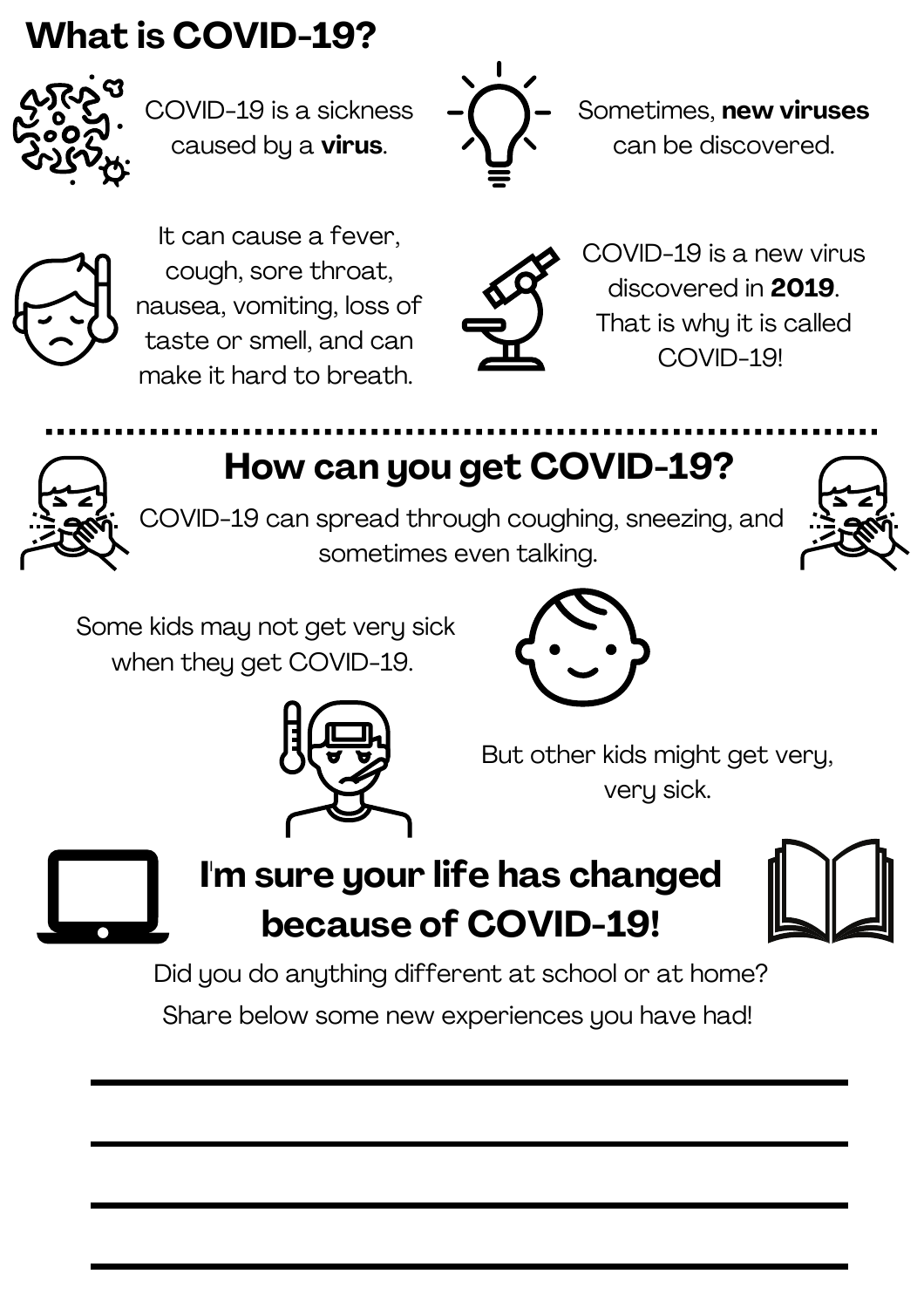# What is COVID-19?

COVID-19 is a sickness caused by a **virus**.

Sometimes, **new viruses** can be discovered.

It can cause a fever, cough, sore throat, nausea, vomiting, loss of taste or smell, and can make it hard to breath.

COVID-19 is a new virus discovered in **2019**. That is why it is called COVID-19!

## How can you get COVID-19?

COVID-19 can spread through coughing, sneezing, and sometimes even talking.

Some kids may not get very sick when they get COVID-19.

But other kids might get very, very sick.

## I'm sure your life has changed because of COVID-19!

Did you do anything different at school or at home?

Share below some new experiences you have had!

\_\_\_\_\_\_\_\_\_\_\_\_\_\_\_\_\_\_\_\_\_\_\_\_\_\_\_\_\_\_\_\_\_\_\_\_\_\_\_\_

\_\_\_\_\_\_\_\_\_\_\_\_\_\_\_\_\_\_\_\_\_\_\_\_\_\_\_\_\_\_\_\_\_\_\_\_\_\_\_\_

\_\_\_\_\_\_\_\_\_\_\_\_\_\_\_\_\_\_\_\_\_\_\_\_\_\_\_\_\_\_\_\_\_\_\_\_\_\_\_\_

\_\_\_\_\_\_\_\_\_\_\_\_\_\_\_\_\_\_\_\_\_\_\_\_\_\_\_\_\_\_\_\_\_\_\_\_\_\_\_\_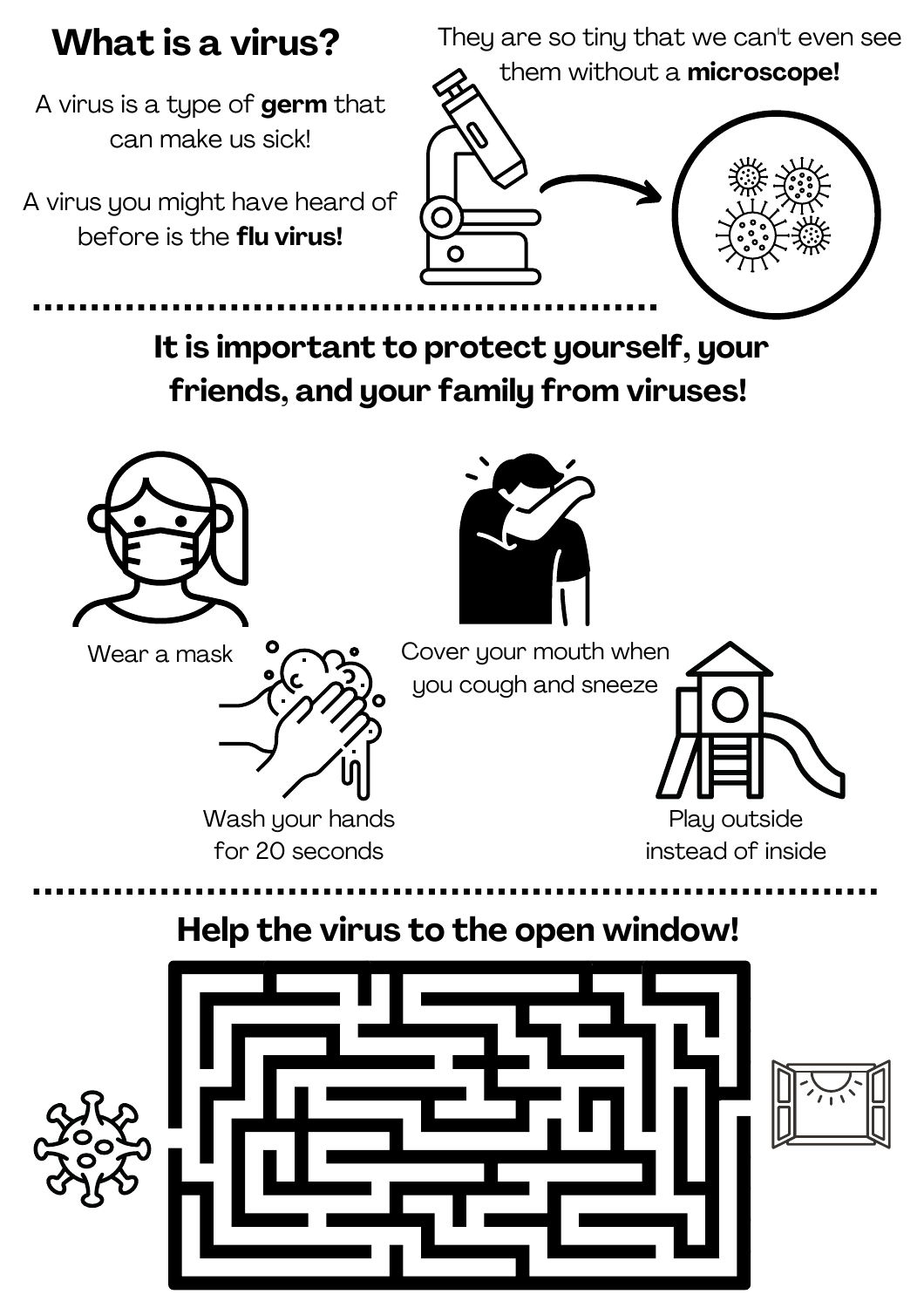# What is a virus?

A virus is a type of **germ** that can make us sick!

A virus you might have heard of before is the **flu virus!**

They are so tiny that we can't even see them without a **microscope!**

## It is important to protect yourself, your friends, and your family from viruses!

Wear a mask

Cover your mouth when you cough and sneeze

Wash your hands for 20 seconds

Play outside instead of inside

## Help the virus to the open window!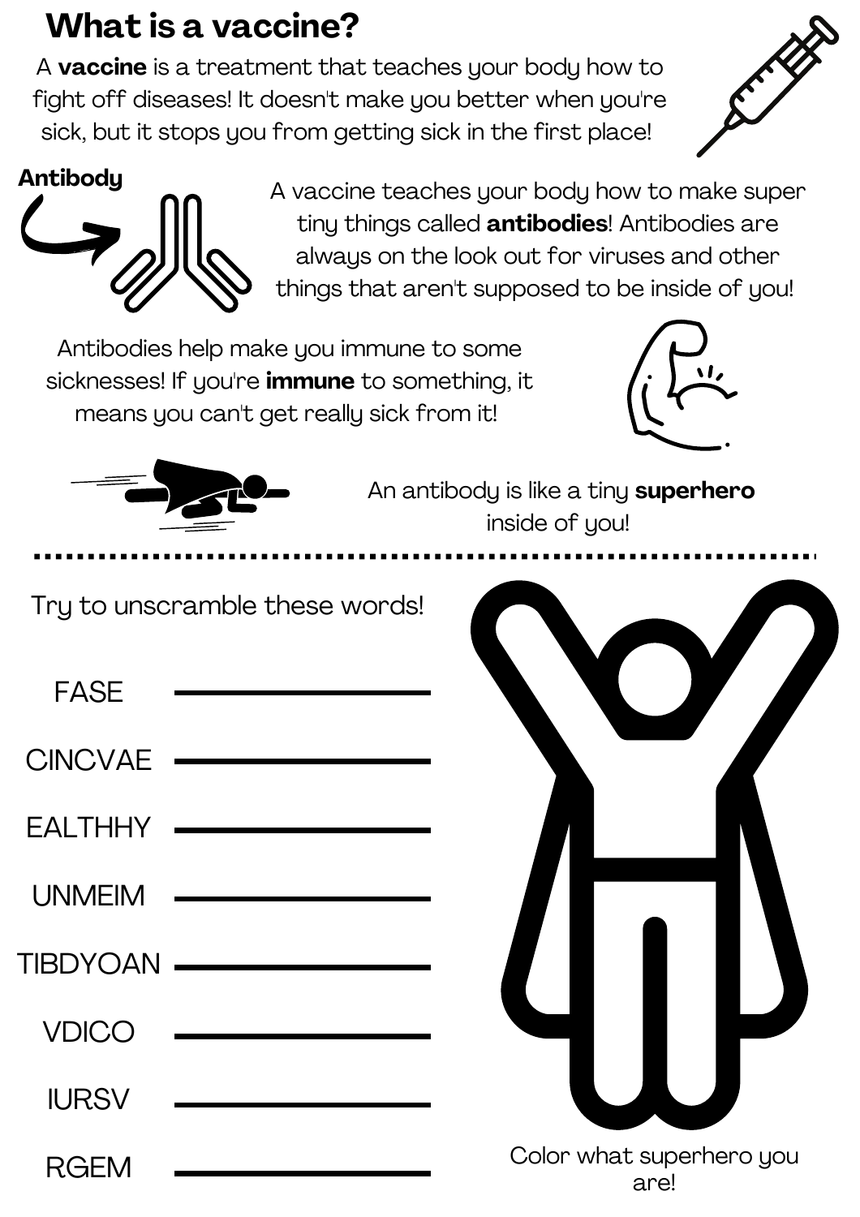# What is a vaccine?

A **vaccine** is a treatment that teaches your body how to fight off diseases! It doesn't make you better when you're sick, but it stops you from getting sick in the first place!

**Antibody**

A vaccine teaches your body how to make super tiny things called **antibodies**! Antibodies are always on the look out for viruses and other things that aren't supposed to be inside of you!

Antibodies help make you immune to some sicknesses! If you're **immune** to something, it means you can't get really sick from it!

An antibody is like a tiny **superhero** inside of you!

---

Try to unscramble these words!

FASE ______________

CINCVAE ______________

EALTHHY ______________

UNMEIM ______________

TIBDYOAN ______________

VDICO ______________

IURSV ______________

RGEM ______________

Color what superhero you are!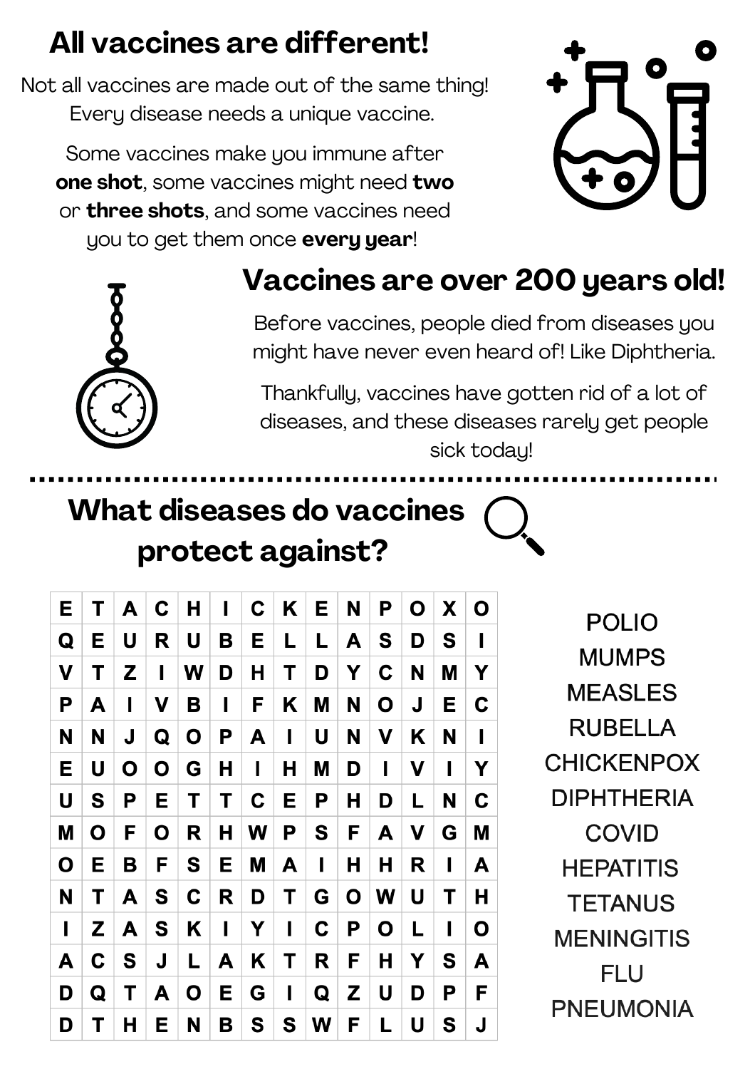# All vaccines are different!

Not all vaccines are made out of the same thing! Every disease needs a unique vaccine.

Some vaccines make you immune after **one shot**, some vaccines might need **two** or **three shots**, and some vaccines need you to get them once **every year**!

# Vaccines are over 200 years old!

Before vaccines, people died from diseases you might have never even heard of! Like Diphtheria.

Thankfully, vaccines have gotten rid of a lot of diseases, and these diseases rarely get people sick today!

# What diseases do vaccines protect against?

| | | | | | | | | | | | | | |
|---|---|---|---|---|---|---|---|---|---|---|---|---|---|
| E | T | A | C | H | I | C | K | E | N | P | O | X | O |
| Q | E | U | R | U | B | E | L | L | A | S | D | S | I |
| V | T | Z | I | W | D | H | T | D | Y | C | N | M | Y |
| P | A | I | V | B | I | F | K | M | N | O | J | E | C |
| N | N | J | Q | O | P | A | I | U | N | V | K | N | I |
| E | U | O | O | G | H | I | H | M | D | I | V | I | Y |
| U | S | P | E | T | T | C | E | P | H | D | L | N | C |
| M | O | F | O | R | H | W | P | S | F | A | V | G | M |
| O | E | B | F | S | E | M | A | I | H | H | R | I | A |
| N | T | A | S | C | R | D | T | G | O | W | U | T | H |
| I | Z | A | S | K | I | Y | I | C | P | O | L | I | O |
| A | C | S | J | L | A | K | T | R | F | H | Y | S | A |
| D | Q | T | A | O | E | G | I | Q | Z | U | D | P | F |
| D | T | H | E | N | B | S | S | W | F | L | U | S | J |

- POLIO
- MUMPS
- MEASLES
- RUBELLA
- CHICKENPOX
- DIPHTHERIA
- COVID
- HEPATITIS
- TETANUS
- MENINGITIS
- FLU
- PNEUMONIA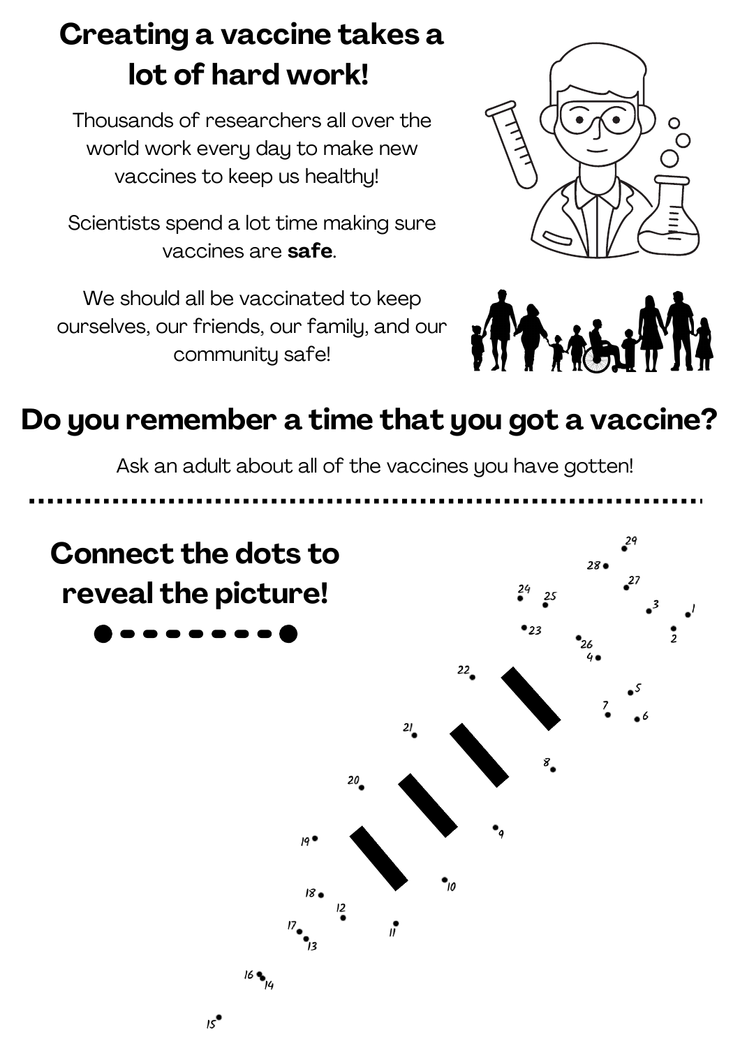# Creating a vaccine takes a lot of hard work!

Thousands of researchers all over the world work every day to make new vaccines to keep us healthy!

Scientists spend a lot time making sure vaccines are **safe**.

We should all be vaccinated to keep ourselves, our friends, our family, and our community safe!

## Do you remember a time that you got a vaccine?

Ask an adult about all of the vaccines you have gotten!

## Connect the dots to reveal the picture!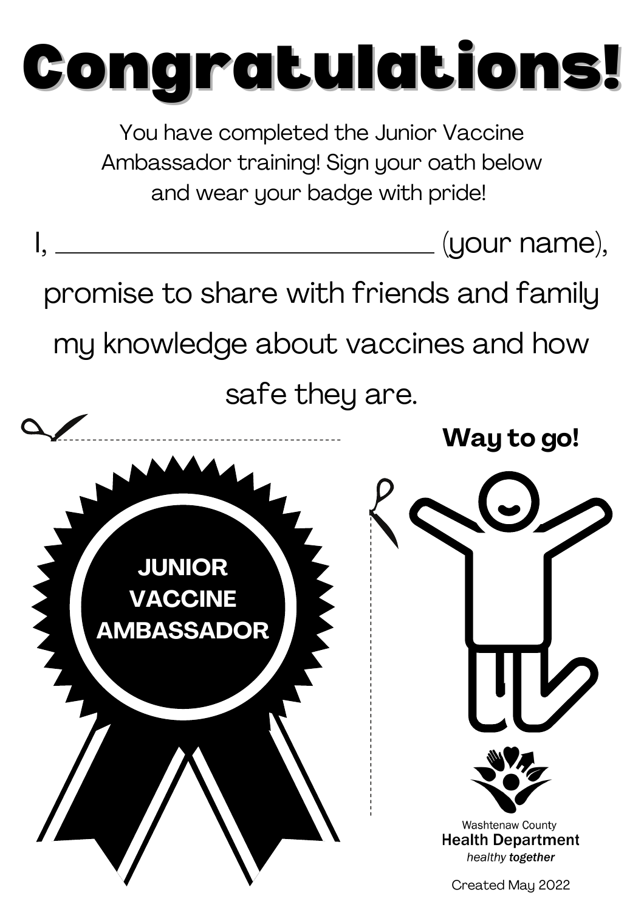# Congratulations!

You have completed the Junior Vaccine Ambassador training! Sign your oath below and wear your badge with pride!

I, ______________________________ (your name), promise to share with friends and family my knowledge about vaccines and how safe they are.

**Way to go!**

JUNIOR VACCINE AMBASSADOR

Washtenaw County
**Health Department**
*healthy **together***

Created May 2022